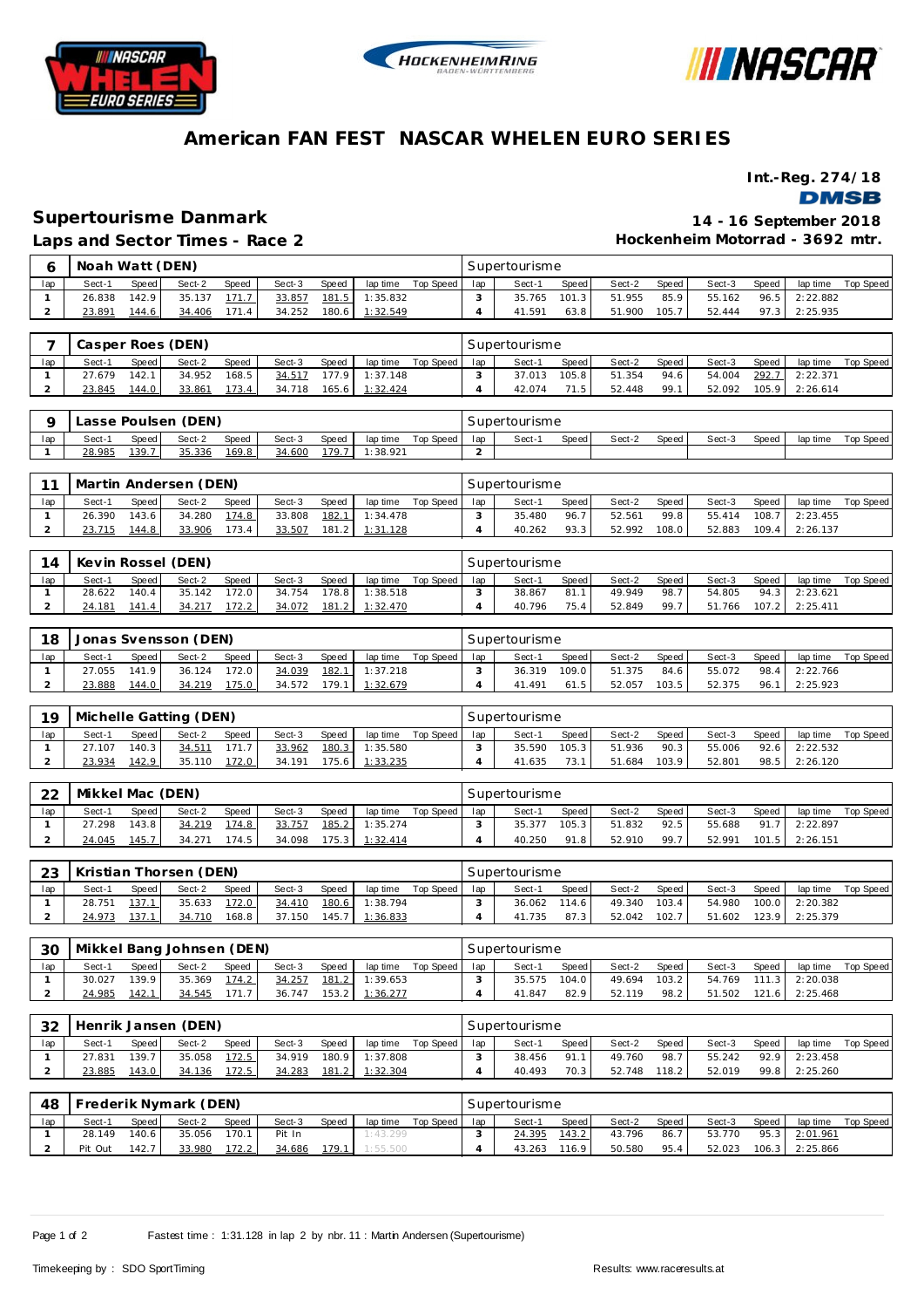# American FAN FEST NASCAR WHELEN EURO SERIES

**Int.-Reg. 274/18**

## Supertourisme Danmark

**14 - 16 September 2018**

### Laps and Sector Times - Race 2

**Hockenheim Motorrad - 3692 mtr.**

| 6 | Noah Watt (DEN) | | | | | | | | Supertourisme | | | | | | | | |
|---|---|---|---|---|---|---|---|---|---|---|---|---|---|---|---|---|---|
| lap | Sect-1 | Speed | Sect-2 | Speed | Sect-3 | Speed | lap time | Top Speed | lap | Sect-1 | Speed | Sect-2 | Speed | Sect-3 | Speed | lap time | Top Speed |
| 1 | 26.838 | 142.9 | 35.137 | 171.7 | 33.857 | 181.5 | 1:35.832 | | 3 | 35.765 | 101.3 | 51.955 | 85.9 | 55.162 | 96.5 | 2:22.882 | |
| 2 | 23.891 | 144.6 | 34.406 | 171.4 | 34.252 | 180.6 | 1:32.549 | | 4 | 41.591 | 63.8 | 51.900 | 105.7 | 52.444 | 97.3 | 2:25.935 | |

| 7 | Casper Roes (DEN) | | | | | | | | Supertourisme | | | | | | | | |
|---|---|---|---|---|---|---|---|---|---|---|---|---|---|---|---|---|---|
| lap | Sect-1 | Speed | Sect-2 | Speed | Sect-3 | Speed | lap time | Top Speed | lap | Sect-1 | Speed | Sect-2 | Speed | Sect-3 | Speed | lap time | Top Speed |
| 1 | 27.679 | 142.1 | 34.952 | 168.5 | 34.517 | 177.9 | 1:37.148 | | 3 | 37.013 | 105.8 | 51.354 | 94.6 | 54.004 | 292.7 | 2:22.371 | |
| 2 | 23.845 | 144.0 | 33.861 | 173.4 | 34.718 | 165.6 | 1:32.424 | | 4 | 42.074 | 71.5 | 52.448 | 99.1 | 52.092 | 105.9 | 2:26.614 | |

| 9 | Lasse Poulsen (DEN) | | | | | | | | Supertourisme | | | | | | | | |
|---|---|---|---|---|---|---|---|---|---|---|---|---|---|---|---|---|---|
| lap | Sect-1 | Speed | Sect-2 | Speed | Sect-3 | Speed | lap time | Top Speed | lap | Sect-1 | Speed | Sect-2 | Speed | Sect-3 | Speed | lap time | Top Speed |
| 1 | 28.985 | 139.7 | 35.336 | 169.8 | 34.600 | 179.7 | 1:38.921 | | 2 | | | | | | | | |

| 11 | Martin Andersen (DEN) | | | | | | | | Supertourisme | | | | | | | | |
|---|---|---|---|---|---|---|---|---|---|---|---|---|---|---|---|---|---|
| lap | Sect-1 | Speed | Sect-2 | Speed | Sect-3 | Speed | lap time | Top Speed | lap | Sect-1 | Speed | Sect-2 | Speed | Sect-3 | Speed | lap time | Top Speed |
| 1 | 26.390 | 143.6 | 34.280 | 174.8 | 33.808 | 182.1 | 1:34.478 | | 3 | 35.480 | 96.7 | 52.561 | 99.8 | 55.414 | 108.7 | 2:23.455 | |
| 2 | 23.715 | 144.8 | 33.906 | 173.4 | 33.507 | 181.2 | 1:31.128 | | 4 | 40.262 | 93.3 | 52.992 | 108.0 | 52.883 | 109.4 | 2:26.137 | |

| 14 | Kevin Rossel (DEN) | | | | | | | | Supertourisme | | | | | | | | |
|---|---|---|---|---|---|---|---|---|---|---|---|---|---|---|---|---|---|
| lap | Sect-1 | Speed | Sect-2 | Speed | Sect-3 | Speed | lap time | Top Speed | lap | Sect-1 | Speed | Sect-2 | Speed | Sect-3 | Speed | lap time | Top Speed |
| 1 | 28.622 | 140.4 | 35.142 | 172.0 | 34.754 | 178.8 | 1:38.518 | | 3 | 38.867 | 81.1 | 49.949 | 98.7 | 54.805 | 94.3 | 2:23.621 | |
| 2 | 24.181 | 141.4 | 34.217 | 172.2 | 34.072 | 181.2 | 1:32.470 | | 4 | 40.796 | 75.4 | 52.849 | 99.7 | 51.766 | 107.2 | 2:25.411 | |

| 18 | Jonas Svensson (DEN) | | | | | | | | Supertourisme | | | | | | | | |
|---|---|---|---|---|---|---|---|---|---|---|---|---|---|---|---|---|---|
| lap | Sect-1 | Speed | Sect-2 | Speed | Sect-3 | Speed | lap time | Top Speed | lap | Sect-1 | Speed | Sect-2 | Speed | Sect-3 | Speed | lap time | Top Speed |
| 1 | 27.055 | 141.9 | 36.124 | 172.0 | 34.039 | 182.1 | 1:37.218 | | 3 | 36.319 | 109.0 | 51.375 | 84.6 | 55.072 | 98.4 | 2:22.766 | |
| 2 | 23.888 | 144.0 | 34.219 | 175.0 | 34.572 | 179.1 | 1:32.679 | | 4 | 41.491 | 61.5 | 52.057 | 103.5 | 52.375 | 96.1 | 2:25.923 | |

| 19 | Michelle Gatting (DEN) | | | | | | | | Supertourisme | | | | | | | | |
|---|---|---|---|---|---|---|---|---|---|---|---|---|---|---|---|---|---|
| lap | Sect-1 | Speed | Sect-2 | Speed | Sect-3 | Speed | lap time | Top Speed | lap | Sect-1 | Speed | Sect-2 | Speed | Sect-3 | Speed | lap time | Top Speed |
| 1 | 27.107 | 140.3 | 34.511 | 171.7 | 33.962 | 180.3 | 1:35.580 | | 3 | 35.590 | 105.3 | 51.936 | 90.3 | 55.006 | 92.6 | 2:22.532 | |
| 2 | 23.934 | 142.9 | 35.110 | 172.0 | 34.191 | 175.6 | 1:33.235 | | 4 | 41.635 | 73.1 | 51.684 | 103.9 | 52.801 | 98.5 | 2:26.120 | |

| 22 | Mikkel Mac (DEN) | | | | | | | | Supertourisme | | | | | | | | |
|---|---|---|---|---|---|---|---|---|---|---|---|---|---|---|---|---|---|
| lap | Sect-1 | Speed | Sect-2 | Speed | Sect-3 | Speed | lap time | Top Speed | lap | Sect-1 | Speed | Sect-2 | Speed | Sect-3 | Speed | lap time | Top Speed |
| 1 | 27.298 | 143.8 | 34.219 | 174.8 | 33.757 | 185.2 | 1:35.274 | | 3 | 35.377 | 105.3 | 51.832 | 92.5 | 55.688 | 91.7 | 2:22.897 | |
| 2 | 24.045 | 145.7 | 34.271 | 174.5 | 34.098 | 175.3 | 1:32.414 | | 4 | 40.250 | 91.8 | 52.910 | 99.7 | 52.991 | 101.5 | 2:26.151 | |

| 23 | Kristian Thorsen (DEN) | | | | | | | | Supertourisme | | | | | | | | |
|---|---|---|---|---|---|---|---|---|---|---|---|---|---|---|---|---|---|
| lap | Sect-1 | Speed | Sect-2 | Speed | Sect-3 | Speed | lap time | Top Speed | lap | Sect-1 | Speed | Sect-2 | Speed | Sect-3 | Speed | lap time | Top Speed |
| 1 | 28.751 | 137.1 | 35.633 | 172.0 | 34.410 | 180.6 | 1:38.794 | | 3 | 36.062 | 114.6 | 49.340 | 103.4 | 54.980 | 100.0 | 2:20.382 | |
| 2 | 24.973 | 137.1 | 34.710 | 168.8 | 37.150 | 145.7 | 1:36.833 | | 4 | 41.735 | 87.3 | 52.042 | 102.7 | 51.602 | 123.9 | 2:25.379 | |

| 30 | Mikkel Bang Johnsen (DEN) | | | | | | | | Supertourisme | | | | | | | | |
|---|---|---|---|---|---|---|---|---|---|---|---|---|---|---|---|---|---|
| lap | Sect-1 | Speed | Sect-2 | Speed | Sect-3 | Speed | lap time | Top Speed | lap | Sect-1 | Speed | Sect-2 | Speed | Sect-3 | Speed | lap time | Top Speed |
| 1 | 30.027 | 139.9 | 35.369 | 174.2 | 34.257 | 181.2 | 1:39.653 | | 3 | 35.575 | 104.0 | 49.694 | 103.2 | 54.769 | 111.3 | 2:20.038 | |
| 2 | 24.985 | 142.1 | 34.545 | 171.7 | 36.747 | 153.2 | 1:36.277 | | 4 | 41.847 | 82.9 | 52.119 | 98.2 | 51.502 | 121.6 | 2:25.468 | |

| 32 | Henrik Jansen (DEN) | | | | | | | | Supertourisme | | | | | | | | |
|---|---|---|---|---|---|---|---|---|---|---|---|---|---|---|---|---|---|
| lap | Sect-1 | Speed | Sect-2 | Speed | Sect-3 | Speed | lap time | Top Speed | lap | Sect-1 | Speed | Sect-2 | Speed | Sect-3 | Speed | lap time | Top Speed |
| 1 | 27.831 | 139.7 | 35.058 | 172.5 | 34.919 | 180.9 | 1:37.808 | | 3 | 38.456 | 91.1 | 49.760 | 98.7 | 55.242 | 92.9 | 2:23.458 | |
| 2 | 23.885 | 143.0 | 34.136 | 172.5 | 34.283 | 181.2 | 1:32.304 | | 4 | 40.493 | 70.3 | 52.748 | 118.2 | 52.019 | 99.8 | 2:25.260 | |

| 48 | Frederik Nymark (DEN) | | | | | | | | Supertourisme | | | | | | | | |
|---|---|---|---|---|---|---|---|---|---|---|---|---|---|---|---|---|---|
| lap | Sect-1 | Speed | Sect-2 | Speed | Sect-3 | Speed | lap time | Top Speed | lap | Sect-1 | Speed | Sect-2 | Speed | Sect-3 | Speed | lap time | Top Speed |
| 1 | 28.149 | 140.6 | 35.056 | 170.1 | Pit In | | 1:43.299 | | 3 | 24.395 | 143.2 | 43.796 | 86.7 | 53.770 | 95.3 | 2:01.961 | |
| 2 | Pit Out | 142.7 | 33.980 | 172.2 | 34.686 | 179.1 | 1:55.500 | | 4 | 43.263 | 116.9 | 50.580 | 95.4 | 52.023 | 106.3 | 2:25.866 | |

Fastest time : 1:31.128 in lap 2 by nbr. 11 : Martin Andersen (Supertourisme)

Timekeeping by : SDO SportTiming

Results: www.raceresults.at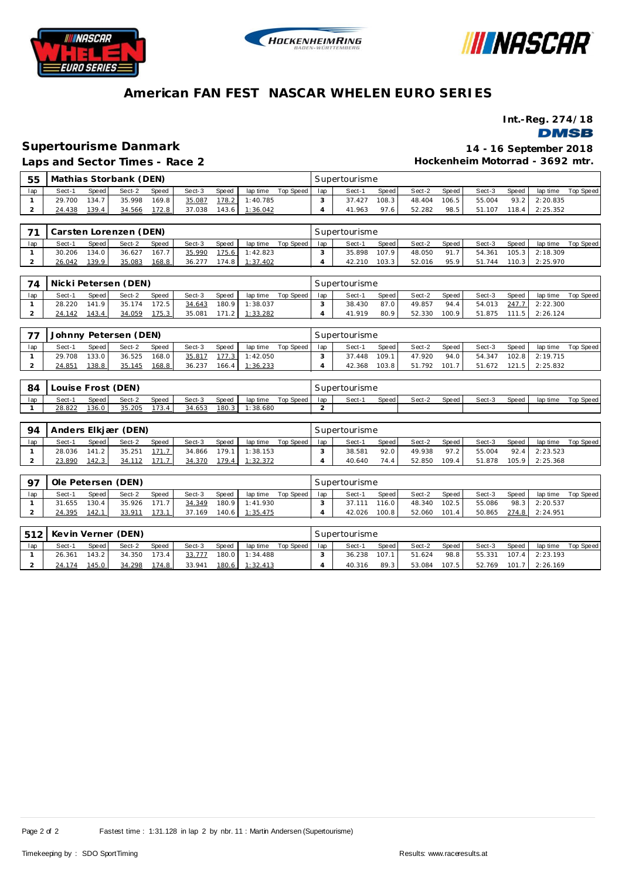# American FAN FEST NASCAR WHELEN EURO SERIES

**Int.-Reg. 274/18**

## Supertourisme Danmark

**14 - 16 September 2018**

### Laps and Sector Times - Race 2

**Hockenheim Motorrad - 3692 mtr.**

| 55 | Mathias Storbank (DEN) | | | | | | | | Supertourisme | | | | | | | | | |
|---|---|---|---|---|---|---|---|---|---|---|---|---|---|---|---|---|---|---|
| lap | Sect-1 | Speed | Sect-2 | Speed | Sect-3 | Speed | lap time | Top Speed | lap | Sect-1 | Speed | Sect-2 | Speed | Sect-3 | Speed | lap time | Top Speed |
| 1 | 29.700 | 134.7 | 35.998 | 169.8 | 35.087 | 178.2 | 1:40.785 | | 3 | 37.427 | 108.3 | 48.404 | 106.5 | 55.004 | 93.2 | 2:20.835 | |
| 2 | 24.438 | 139.4 | 34.566 | 172.8 | 37.038 | 143.6 | 1:36.042 | | 4 | 41.963 | 97.6 | 52.282 | 98.5 | 51.107 | 118.4 | 2:25.352 | |

| 71 | Carsten Lorenzen (DEN) | | | | | | | | Supertourisme | | | | | | | | | |
|---|---|---|---|---|---|---|---|---|---|---|---|---|---|---|---|---|---|---|
| lap | Sect-1 | Speed | Sect-2 | Speed | Sect-3 | Speed | lap time | Top Speed | lap | Sect-1 | Speed | Sect-2 | Speed | Sect-3 | Speed | lap time | Top Speed |
| 1 | 30.206 | 134.0 | 36.627 | 167.7 | 35.990 | 175.6 | 1:42.823 | | 3 | 35.898 | 107.9 | 48.050 | 91.7 | 54.361 | 105.3 | 2:18.309 | |
| 2 | 26.042 | 139.9 | 35.083 | 168.8 | 36.277 | 174.8 | 1:37.402 | | 4 | 42.210 | 103.3 | 52.016 | 95.9 | 51.744 | 110.3 | 2:25.970 | |

| 74 | Nicki Petersen (DEN) | | | | | | | | Supertourisme | | | | | | | | | |
|---|---|---|---|---|---|---|---|---|---|---|---|---|---|---|---|---|---|---|
| lap | Sect-1 | Speed | Sect-2 | Speed | Sect-3 | Speed | lap time | Top Speed | lap | Sect-1 | Speed | Sect-2 | Speed | Sect-3 | Speed | lap time | Top Speed |
| 1 | 28.220 | 141.9 | 35.174 | 172.5 | 34.643 | 180.9 | 1:38.037 | | 3 | 38.430 | 87.0 | 49.857 | 94.4 | 54.013 | 247.7 | 2:22.300 | |
| 2 | 24.142 | 143.4 | 34.059 | 175.3 | 35.081 | 171.2 | 1:33.282 | | 4 | 41.919 | 80.9 | 52.330 | 100.9 | 51.875 | 111.5 | 2:26.124 | |

| 77 | Johnny Petersen (DEN) | | | | | | | | Supertourisme | | | | | | | | | |
|---|---|---|---|---|---|---|---|---|---|---|---|---|---|---|---|---|---|---|
| lap | Sect-1 | Speed | Sect-2 | Speed | Sect-3 | Speed | lap time | Top Speed | lap | Sect-1 | Speed | Sect-2 | Speed | Sect-3 | Speed | lap time | Top Speed |
| 1 | 29.708 | 133.0 | 36.525 | 168.0 | 35.817 | 177.3 | 1:42.050 | | 3 | 37.448 | 109.1 | 47.920 | 94.0 | 54.347 | 102.8 | 2:19.715 | |
| 2 | 24.851 | 138.8 | 35.145 | 168.8 | 36.237 | 166.4 | 1:36.233 | | 4 | 42.368 | 103.8 | 51.792 | 101.7 | 51.672 | 121.5 | 2:25.832 | |

| 84 | Louise Frost (DEN) | | | | | | | | Supertourisme | | | | | | | | | |
|---|---|---|---|---|---|---|---|---|---|---|---|---|---|---|---|---|---|---|
| lap | Sect-1 | Speed | Sect-2 | Speed | Sect-3 | Speed | lap time | Top Speed | lap | Sect-1 | Speed | Sect-2 | Speed | Sect-3 | Speed | lap time | Top Speed |
| 1 | 28.822 | 136.0 | 35.205 | 173.4 | 34.653 | 180.3 | 1:38.680 | | 2 | | | | | | | | |

| 94 | Anders Elkjær (DEN) | | | | | | | | Supertourisme | | | | | | | | | |
|---|---|---|---|---|---|---|---|---|---|---|---|---|---|---|---|---|---|---|
| lap | Sect-1 | Speed | Sect-2 | Speed | Sect-3 | Speed | lap time | Top Speed | lap | Sect-1 | Speed | Sect-2 | Speed | Sect-3 | Speed | lap time | Top Speed |
| 1 | 28.036 | 141.2 | 35.251 | 171.7 | 34.866 | 179.1 | 1:38.153 | | 3 | 38.581 | 92.0 | 49.938 | 97.2 | 55.004 | 92.4 | 2:23.523 | |
| 2 | 23.890 | 142.3 | 34.112 | 171.7 | 34.370 | 179.4 | 1:32.372 | | 4 | 40.640 | 74.4 | 52.850 | 109.4 | 51.878 | 105.9 | 2:25.368 | |

| 97 | Ole Petersen (DEN) | | | | | | | | Supertourisme | | | | | | | | | |
|---|---|---|---|---|---|---|---|---|---|---|---|---|---|---|---|---|---|---|
| lap | Sect-1 | Speed | Sect-2 | Speed | Sect-3 | Speed | lap time | Top Speed | lap | Sect-1 | Speed | Sect-2 | Speed | Sect-3 | Speed | lap time | Top Speed |
| 1 | 31.655 | 130.4 | 35.926 | 171.7 | 34.349 | 180.9 | 1:41.930 | | 3 | 37.111 | 116.0 | 48.340 | 102.5 | 55.086 | 98.3 | 2:20.537 | |
| 2 | 24.395 | 142.1 | 33.911 | 173.1 | 37.169 | 140.6 | 1:35.475 | | 4 | 42.026 | 100.8 | 52.060 | 101.4 | 50.865 | 274.8 | 2:24.951 | |

| 512 | Kevin Verner (DEN) | | | | | | | | Supertourisme | | | | | | | | | |
|---|---|---|---|---|---|---|---|---|---|---|---|---|---|---|---|---|---|---|
| lap | Sect-1 | Speed | Sect-2 | Speed | Sect-3 | Speed | lap time | Top Speed | lap | Sect-1 | Speed | Sect-2 | Speed | Sect-3 | Speed | lap time | Top Speed |
| 1 | 26.361 | 143.2 | 34.350 | 173.4 | 33.777 | 180.0 | 1:34.488 | | 3 | 36.238 | 107.1 | 51.624 | 98.8 | 55.331 | 107.4 | 2:23.193 | |
| 2 | 24.174 | 145.0 | 34.298 | 174.8 | 33.941 | 180.6 | 1:32.413 | | 4 | 40.316 | 89.3 | 53.084 | 107.5 | 52.769 | 101.7 | 2:26.169 | |

Fastest time : 1:31.128 in lap 2 by nbr. 11 : Martin Andersen (Supertourisme)

Timekeeping by : SDO SportTiming

Results: www.raceresults.at